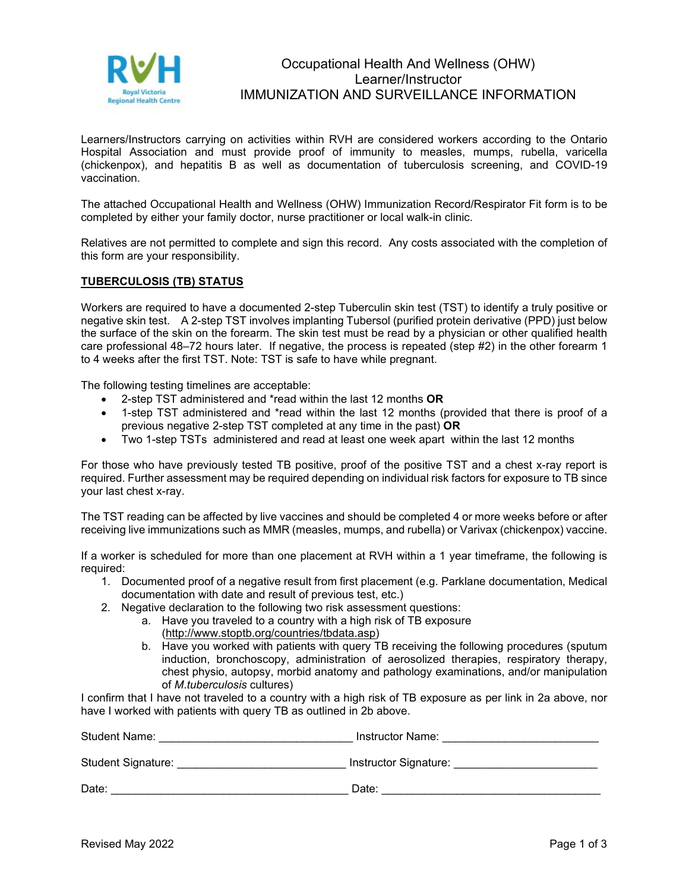# Occupational Health And Wellness (OHW)
## Learner/Instructor
## IMMUNIZATION AND SURVEILLANCE INFORMATION

Learners/Instructors carrying on activities within RVH are considered workers according to the Ontario Hospital Association and must provide proof of immunity to measles, mumps, rubella, varicella (chickenpox), and hepatitis B as well as documentation of tuberculosis screening, and COVID-19 vaccination.

The attached Occupational Health and Wellness (OHW) Immunization Record/Respirator Fit form is to be completed by either your family doctor, nurse practitioner or local walk-in clinic.

Relatives are not permitted to complete and sign this record. Any costs associated with the completion of this form are your responsibility.

**TUBERCULOSIS (TB) STATUS**

Workers are required to have a documented 2-step Tuberculin skin test (TST) to identify a truly positive or negative skin test. A 2-step TST involves implanting Tubersol (purified protein derivative (PPD) just below the surface of the skin on the forearm. The skin test must be read by a physician or other qualified health care professional 48–72 hours later. If negative, the process is repeated (step #2) in the other forearm 1 to 4 weeks after the first TST. Note: TST is safe to have while pregnant.

The following testing timelines are acceptable:

- 2-step TST administered and *read within the last 12 months **OR**
- 1-step TST administered and *read within the last 12 months (provided that there is proof of a previous negative 2-step TST completed at any time in the past) **OR**
- Two 1-step TSTs administered and read at least one week apart within the last 12 months

For those who have previously tested TB positive, proof of the positive TST and a chest x-ray report is required. Further assessment may be required depending on individual risk factors for exposure to TB since your last chest x-ray.

The TST reading can be affected by live vaccines and should be completed 4 or more weeks before or after receiving live immunizations such as MMR (measles, mumps, and rubella) or Varivax (chickenpox) vaccine.

If a worker is scheduled for more than one placement at RVH within a 1 year timeframe, the following is required:

1. Documented proof of a negative result from first placement (e.g. Parklane documentation, Medical documentation with date and result of previous test, etc.)
2. Negative declaration to the following two risk assessment questions:
   a. Have you traveled to a country with a high risk of TB exposure (http://www.stoptb.org/countries/tbdata.asp)
   b. Have you worked with patients with query TB receiving the following procedures (sputum induction, bronchoscopy, administration of aerosolized therapies, respiratory therapy, chest physio, autopsy, morbid anatomy and pathology examinations, and/or manipulation of *M.tuberculosis* cultures)

I confirm that I have not traveled to a country with a high risk of TB exposure as per link in 2a above, nor have I worked with patients with query TB as outlined in 2b above.

Student Name: ______________________________ Instructor Name: ________________________

Student Signature: __________________________ Instructor Signature: ______________________

Date: _____________________________________ Date: ___________________________________

Revised May 2022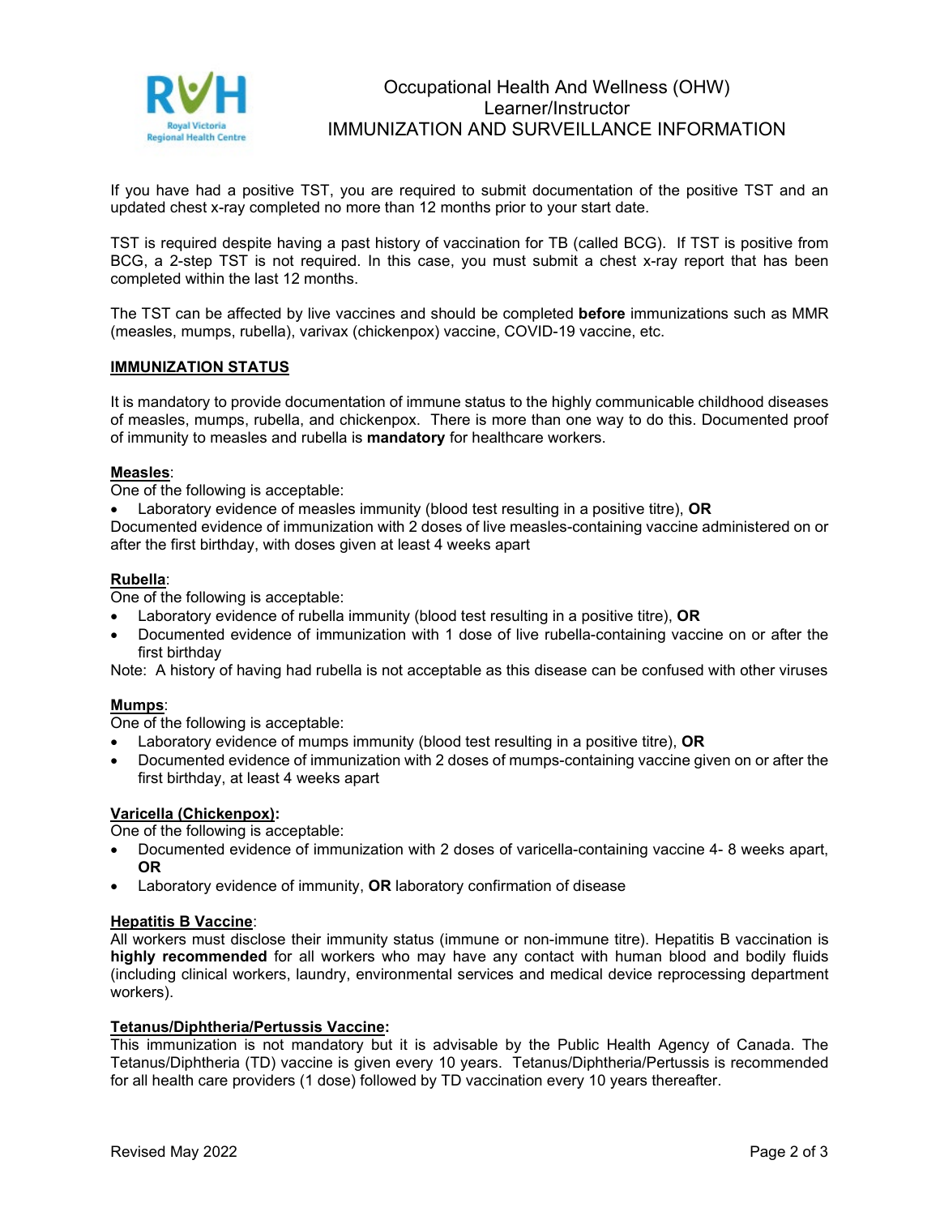# Occupational Health And Wellness (OHW)
## Learner/Instructor
## IMMUNIZATION AND SURVEILLANCE INFORMATION

If you have had a positive TST, you are required to submit documentation of the positive TST and an updated chest x-ray completed no more than 12 months prior to your start date.

TST is required despite having a past history of vaccination for TB (called BCG). If TST is positive from BCG, a 2-step TST is not required. In this case, you must submit a chest x-ray report that has been completed within the last 12 months.

The TST can be affected by live vaccines and should be completed **before** immunizations such as MMR (measles, mumps, rubella), varivax (chickenpox) vaccine, COVID-19 vaccine, etc.

**IMMUNIZATION STATUS**

It is mandatory to provide documentation of immune status to the highly communicable childhood diseases of measles, mumps, rubella, and chickenpox. There is more than one way to do this. Documented proof of immunity to measles and rubella is **mandatory** for healthcare workers.

**Measles**:
One of the following is acceptable:

- Laboratory evidence of measles immunity (blood test resulting in a positive titre), **OR**

Documented evidence of immunization with 2 doses of live measles-containing vaccine administered on or after the first birthday, with doses given at least 4 weeks apart

**Rubella**:
One of the following is acceptable:

- Laboratory evidence of rubella immunity (blood test resulting in a positive titre), **OR**
- Documented evidence of immunization with 1 dose of live rubella-containing vaccine on or after the first birthday

Note: A history of having had rubella is not acceptable as this disease can be confused with other viruses

**Mumps**:
One of the following is acceptable:

- Laboratory evidence of mumps immunity (blood test resulting in a positive titre), **OR**
- Documented evidence of immunization with 2 doses of mumps-containing vaccine given on or after the first birthday, at least 4 weeks apart

**Varicella (Chickenpox):**
One of the following is acceptable:

- Documented evidence of immunization with 2 doses of varicella-containing vaccine 4- 8 weeks apart, **OR**
- Laboratory evidence of immunity, **OR** laboratory confirmation of disease

**Hepatitis B Vaccine**:
All workers must disclose their immunity status (immune or non-immune titre). Hepatitis B vaccination is **highly recommended** for all workers who may have any contact with human blood and bodily fluids (including clinical workers, laundry, environmental services and medical device reprocessing department workers).

**Tetanus/Diphtheria/Pertussis Vaccine:**
This immunization is not mandatory but it is advisable by the Public Health Agency of Canada. The Tetanus/Diphtheria (TD) vaccine is given every 10 years. Tetanus/Diphtheria/Pertussis is recommended for all health care providers (1 dose) followed by TD vaccination every 10 years thereafter.

Revised May 2022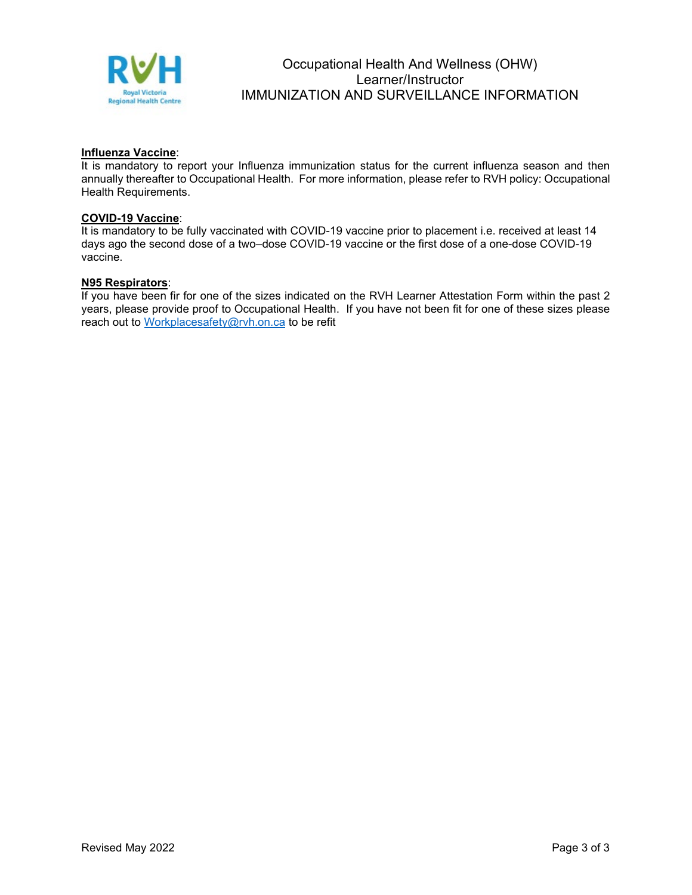# Occupational Health And Wellness (OHW)
## Learner/Instructor
## IMMUNIZATION AND SURVEILLANCE INFORMATION

**Influenza Vaccine**:
It is mandatory to report your Influenza immunization status for the current influenza season and then annually thereafter to Occupational Health. For more information, please refer to RVH policy: Occupational Health Requirements.

**COVID-19 Vaccine**:
It is mandatory to be fully vaccinated with COVID-19 vaccine prior to placement i.e. received at least 14 days ago the second dose of a two–dose COVID-19 vaccine or the first dose of a one-dose COVID-19 vaccine.

**N95 Respirators**:
If you have been fir for one of the sizes indicated on the RVH Learner Attestation Form within the past 2 years, please provide proof to Occupational Health. If you have not been fit for one of these sizes please reach out to Workplacesafety@rvh.on.ca to be refit

Revised May 2022